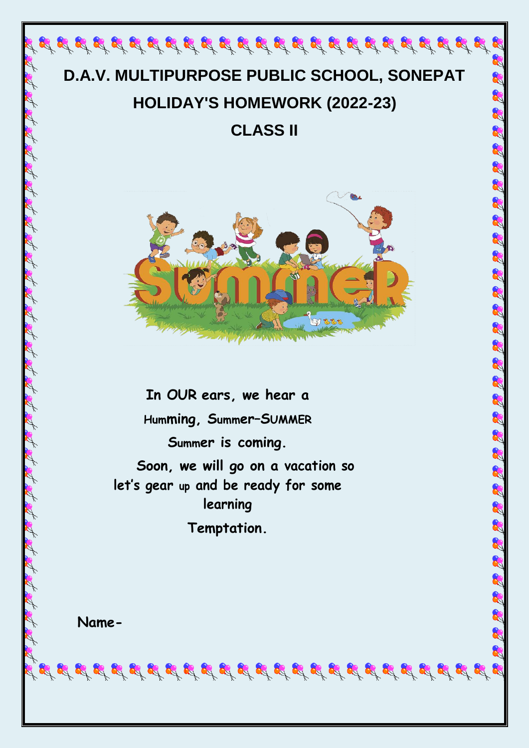# D.A.V. MULTIPURPOSE PUBLIC SCHOOL, SONEPAT

## HOLIDAY'S HOMEWORK (2022-23)

## CLASS II

**In OUR ears, we hear a**

**Humming, Summer–SUMMER**

**Summer is coming.**

**Soon, we will go on a vacation so let's gear up and be ready for some learning**

**Temptation.**

**Name-**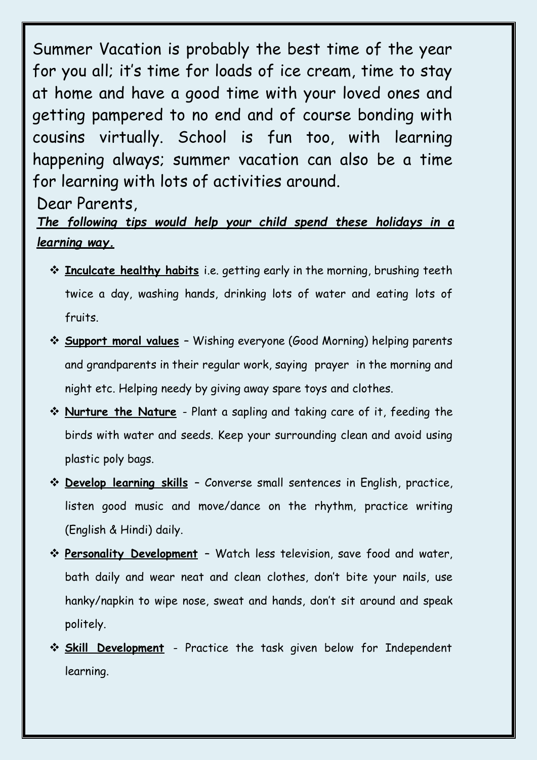Summer Vacation is probably the best time of the year for you all; it's time for loads of ice cream, time to stay at home and have a good time with your loved ones and getting pampered to no end and of course bonding with cousins virtually. School is fun too, with learning happening always; summer vacation can also be a time for learning with lots of activities around.

Dear Parents,

***The following tips would help your child spend these holidays in a learning way.***

- **Inculcate healthy habits** i.e. getting early in the morning, brushing teeth twice a day, washing hands, drinking lots of water and eating lots of fruits.
- **Support moral values** – Wishing everyone (Good Morning) helping parents and grandparents in their regular work, saying prayer in the morning and night etc. Helping needy by giving away spare toys and clothes.
- **Nurture the Nature** - Plant a sapling and taking care of it, feeding the birds with water and seeds. Keep your surrounding clean and avoid using plastic poly bags.
- **Develop learning skills** – Converse small sentences in English, practice, listen good music and move/dance on the rhythm, practice writing (English & Hindi) daily.
- **Personality Development** – Watch less television, save food and water, bath daily and wear neat and clean clothes, don't bite your nails, use hanky/napkin to wipe nose, sweat and hands, don't sit around and speak politely.
- **Skill Development** - Practice the task given below for Independent learning.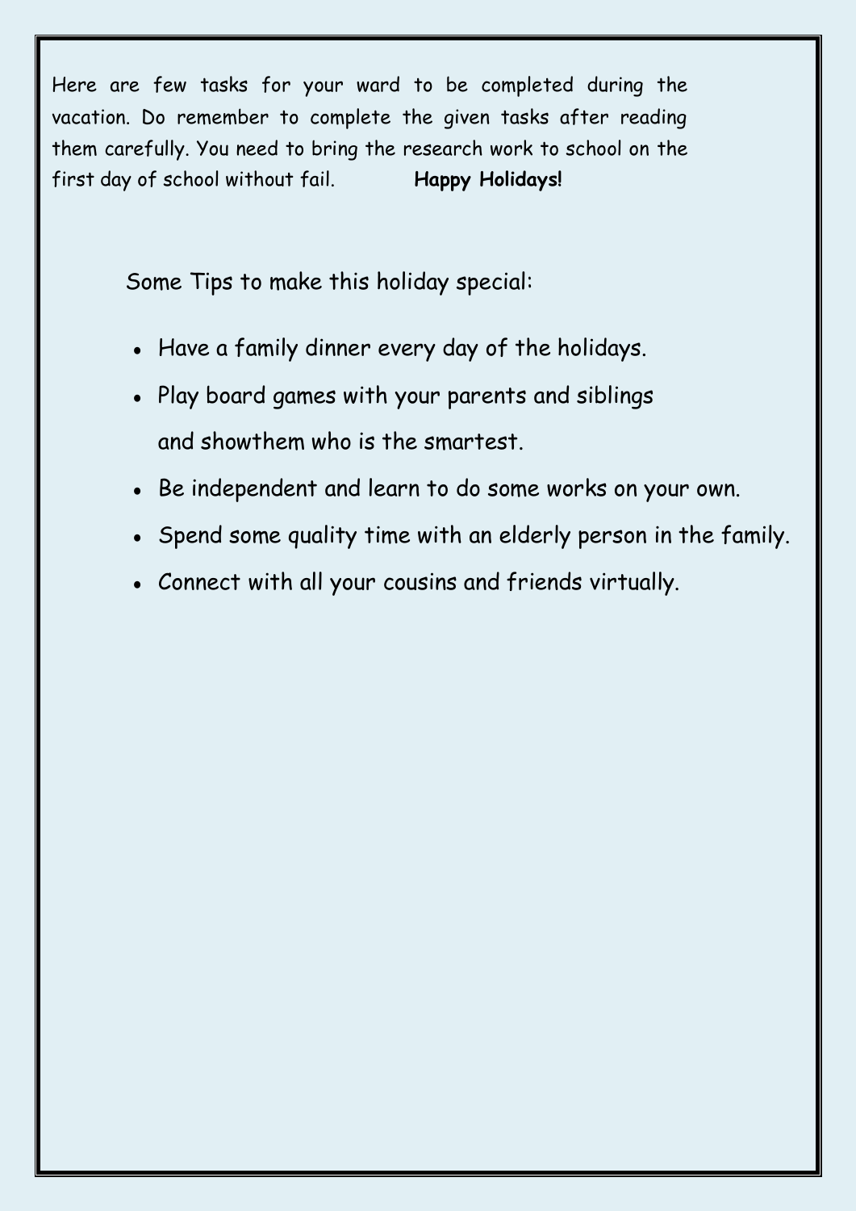Here are few tasks for your ward to be completed during the vacation. Do remember to complete the given tasks after reading them carefully. You need to bring the research work to school on the first day of school without fail. **Happy Holidays!**

Some Tips to make this holiday special:

- Have a family dinner every day of the holidays.
- Play board games with your parents and siblings and showthem who is the smartest.
- Be independent and learn to do some works on your own.
- Spend some quality time with an elderly person in the family.
- Connect with all your cousins and friends virtually.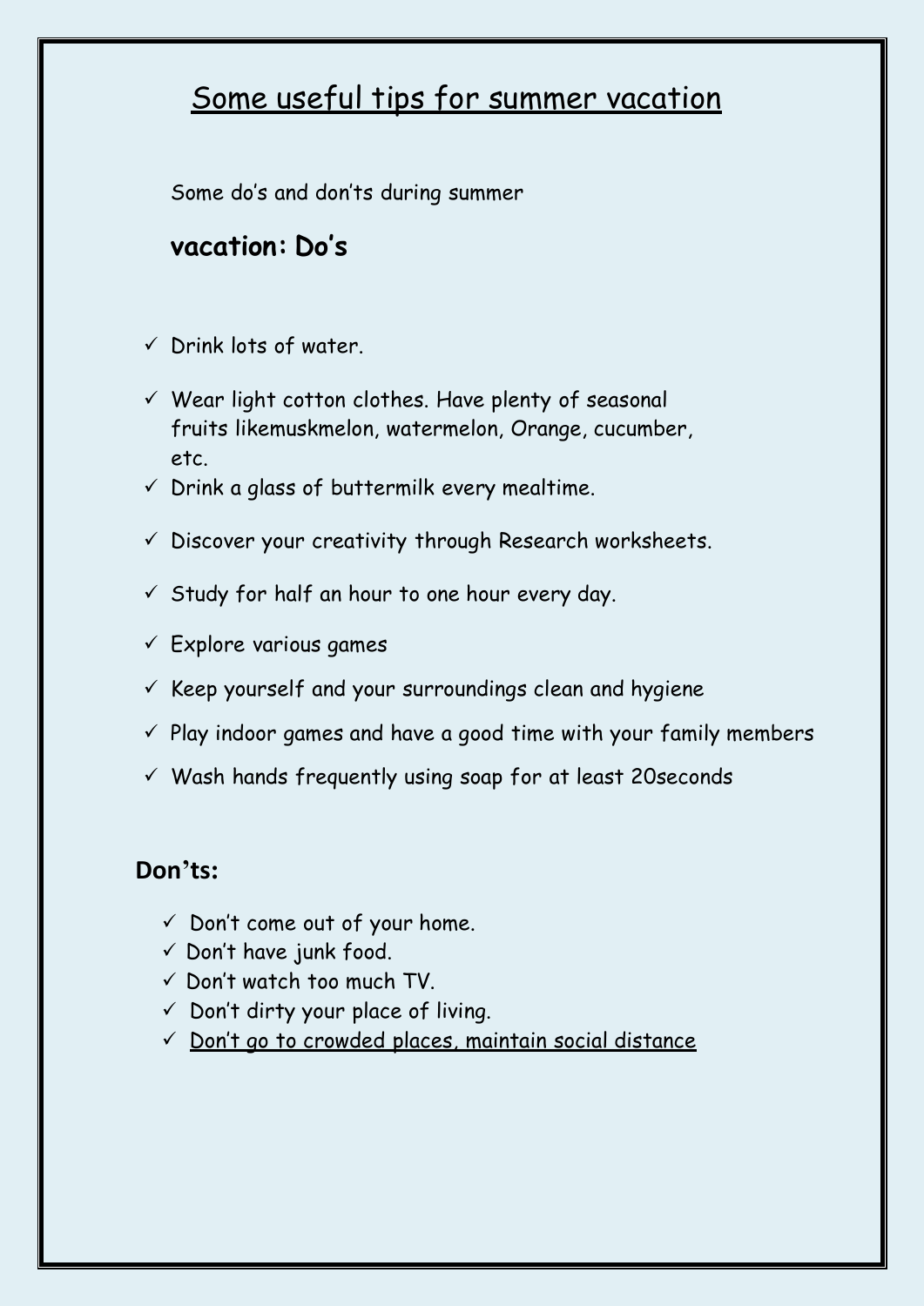# Some useful tips for summer vacation

Some do's and don'ts during summer

**vacation: Do's**

- ✓ Drink lots of water.
- ✓ Wear light cotton clothes. Have plenty of seasonal fruits likemuskmelon, watermelon, Orange, cucumber, etc.
- ✓ Drink a glass of buttermilk every mealtime.
- ✓ Discover your creativity through Research worksheets.
- ✓ Study for half an hour to one hour every day.
- ✓ Explore various games
- ✓ Keep yourself and your surroundings clean and hygiene
- ✓ Play indoor games and have a good time with your family members
- ✓ Wash hands frequently using soap for at least 20seconds

**Don'ts:**

- ✓ Don't come out of your home.
- ✓ Don't have junk food.
- ✓ Don't watch too much TV.
- ✓ Don't dirty your place of living.
- ✓ Don't go to crowded places, maintain social distance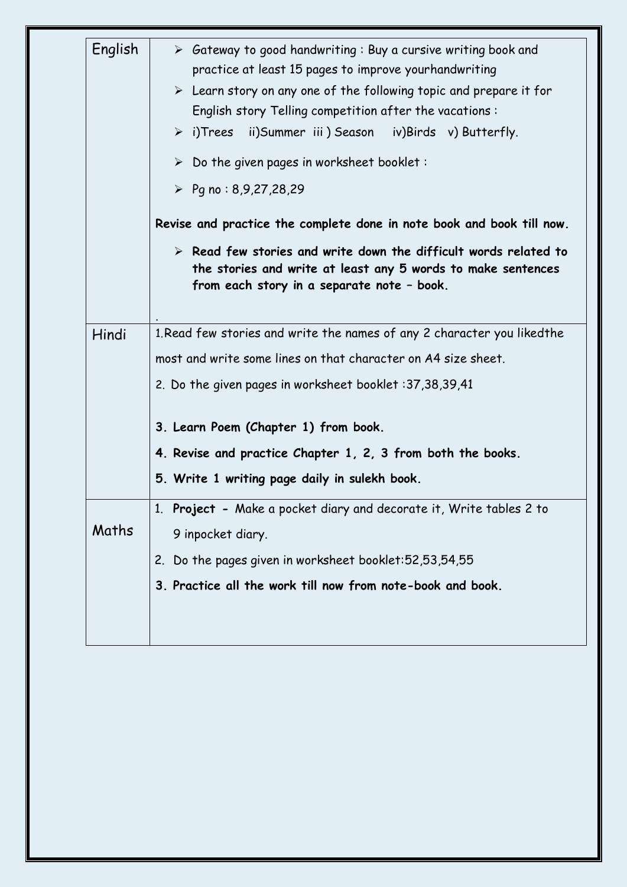| | |
|---|---|
| English | ➢ Gateway to good handwriting : Buy a cursive writing book and practice at least 15 pages to improve yourhandwriting<br>➢ Learn story on any one of the following topic and prepare it for English story Telling competition after the vacations :<br>➢ i)Trees ii)Summer iii ) Season iv)Birds v) Butterfly.<br>➢ Do the given pages in worksheet booklet :<br>➢ Pg no : 8,9,27,28,29<br>**Revise and practice the complete done in note book and book till now.**<br>➢ **Read few stories and write down the difficult words related to the stories and write at least any 5 words to make sentences from each story in a separate note – book.**<br>. |
| Hindi | 1.Read few stories and write the names of any 2 character you likedthe most and write some lines on that character on A4 size sheet.<br>2. Do the given pages in worksheet booklet :37,38,39,41<br>**3. Learn Poem (Chapter 1) from book.**<br>**4. Revise and practice Chapter 1, 2, 3 from both the books.**<br>**5. Write 1 writing page daily in sulekh book.** |
| Maths | 1. **Project -** Make a pocket diary and decorate it, Write tables 2 to 9 inpocket diary.<br>2. Do the pages given in worksheet booklet:52,53,54,55<br>**3. Practice all the work till now from note-book and book.** |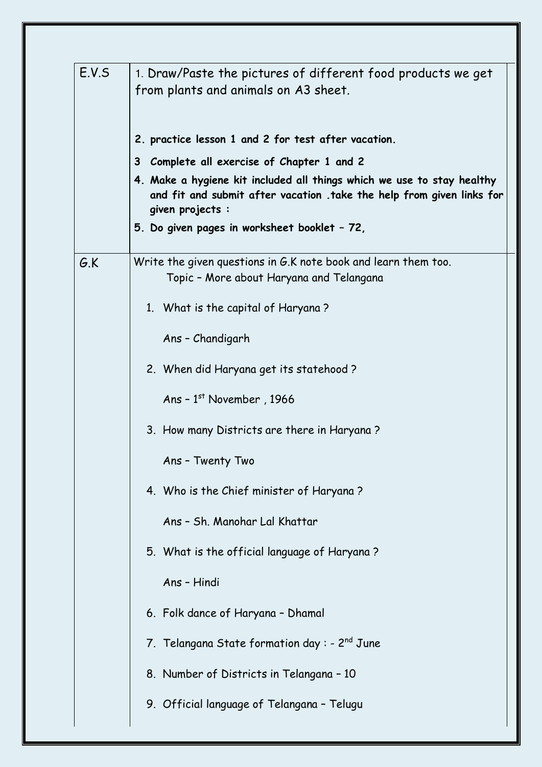| | |
|---|---|
| E.V.S | 1. Draw/Paste the pictures of different food products we get from plants and animals on A3 sheet.<br><br>**2. practice lesson 1 and 2 for test after vacation.**<br>**3 Complete all exercise of Chapter 1 and 2**<br>**4. Make a hygiene kit included all things which we use to stay healthy and fit and submit after vacation .take the help from given links for given projects :**<br>**5. Do given pages in worksheet booklet – 72,** |
| G.K | Write the given questions in G.K note book and learn them too.<br>Topic – More about Haryana and Telangana<br><br>1. What is the capital of Haryana ?<br>Ans – Chandigarh<br>2. When did Haryana get its statehood ?<br>Ans – 1st November , 1966<br>3. How many Districts are there in Haryana ?<br>Ans – Twenty Two<br>4. Who is the Chief minister of Haryana ?<br>Ans – Sh. Manohar Lal Khattar<br>5. What is the official language of Haryana ?<br>Ans – Hindi<br>6. Folk dance of Haryana – Dhamal<br>7. Telangana State formation day : - 2nd June<br>8. Number of Districts in Telangana – 10<br>9. Official language of Telangana – Telugu |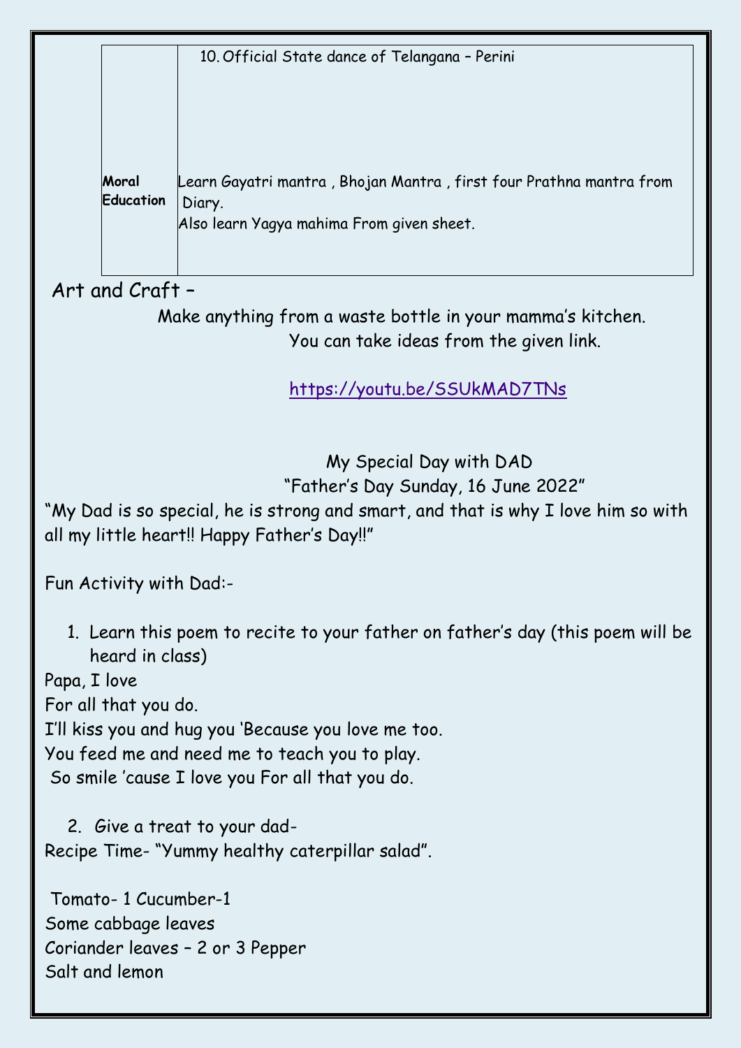|  | 10. Official State dance of Telangana – Perini |
|---|---|
| **Moral Education** | Learn Gayatri mantra , Bhojan Mantra , first four Prathna mantra from Diary. Also learn Yagya mahima From given sheet. |

Art and Craft –

Make anything from a waste bottle in your mamma's kitchen. You can take ideas from the given link.

https://youtu.be/SSUkMAD7TNs

My Special Day with DAD

"Father's Day Sunday, 16 June 2022"

"My Dad is so special, he is strong and smart, and that is why I love him so with all my little heart!! Happy Father's Day!!"

Fun Activity with Dad:-

1. Learn this poem to recite to your father on father's day (this poem will be heard in class)

Papa, I love
For all that you do.
I'll kiss you and hug you 'Because you love me too.
You feed me and need me to teach you to play.
So smile 'cause I love you For all that you do.

2. Give a treat to your dad-

Recipe Time- "Yummy healthy caterpillar salad".

Tomato- 1 Cucumber-1
Some cabbage leaves
Coriander leaves – 2 or 3 Pepper
Salt and lemon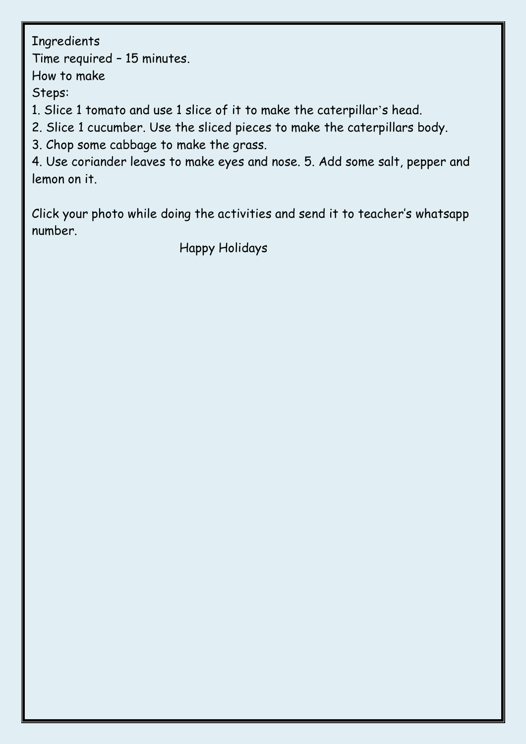Ingredients

Time required – 15 minutes.

How to make

Steps:

1. Slice 1 tomato and use 1 slice of it to make the caterpillar's head.
2. Slice 1 cucumber. Use the sliced pieces to make the caterpillars body.
3. Chop some cabbage to make the grass.
4. Use coriander leaves to make eyes and nose. 5. Add some salt, pepper and lemon on it.

Click your photo while doing the activities and send it to teacher's whatsapp number.

Happy Holidays